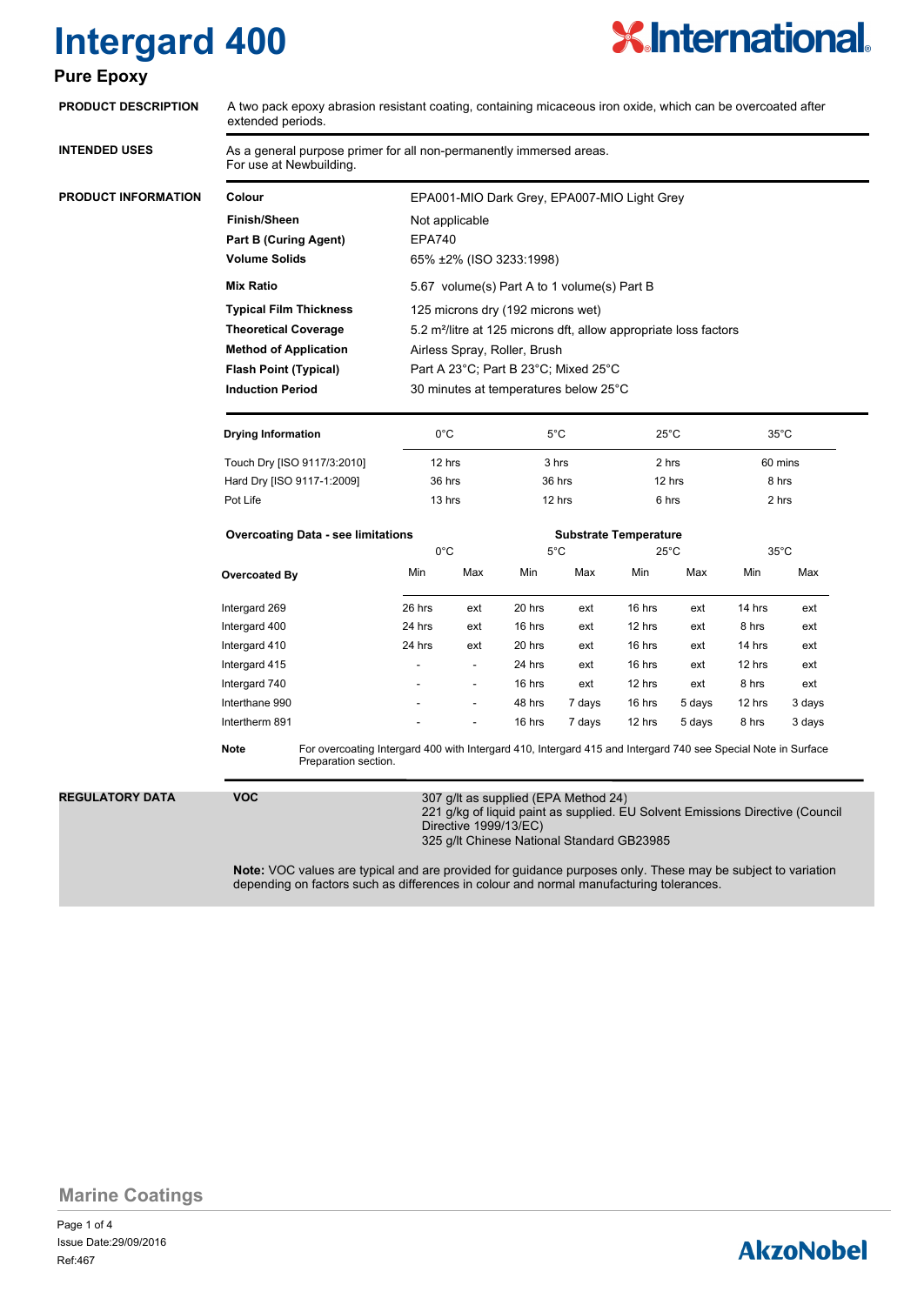# Intergard 400

## Pure Epoxy

**PRODUCT DESCRIPTION**

A two pack epoxy abrasion resistant coating, containing micaceous iron oxide, which can be overcoated after extended periods.

**INTENDED USES**

As a general purpose primer for all non-permanently immersed areas.
For use at Newbuilding.

**PRODUCT INFORMATION**

| | |
|---|---|
| **Colour** | EPA001-MIO Dark Grey, EPA007-MIO Light Grey |
| **Finish/Sheen** | Not applicable |
| **Part B (Curing Agent)** | EPA740 |
| **Volume Solids** | 65% ±2% (ISO 3233:1998) |
| **Mix Ratio** | 5.67 volume(s) Part A to 1 volume(s) Part B |
| **Typical Film Thickness** | 125 microns dry (192 microns wet) |
| **Theoretical Coverage** | 5.2 m²/litre at 125 microns dft, allow appropriate loss factors |
| **Method of Application** | Airless Spray, Roller, Brush |
| **Flash Point (Typical)** | Part A 23°C; Part B 23°C; Mixed 25°C |
| **Induction Period** | 30 minutes at temperatures below 25°C |

| **Drying Information** | 0°C | 5°C | 25°C | 35°C |
|---|---|---|---|---|
| Touch Dry [ISO 9117/3:2010] | 12 hrs | 3 hrs | 2 hrs | 60 mins |
| Hard Dry [ISO 9117-1:2009] | 36 hrs | 36 hrs | 12 hrs | 8 hrs |
| Pot Life | 13 hrs | 12 hrs | 6 hrs | 2 hrs |

| **Overcoating Data - see limitations** | **Substrate Temperature** | | | | | | | |
|---|---|---|---|---|---|---|---|---|
| | 0°C | | 5°C | | 25°C | | 35°C | |
| **Overcoated By** | Min | Max | Min | Max | Min | Max | Min | Max |
| Intergard 269 | 26 hrs | ext | 20 hrs | ext | 16 hrs | ext | 14 hrs | ext |
| Intergard 400 | 24 hrs | ext | 16 hrs | ext | 12 hrs | ext | 8 hrs | ext |
| Intergard 410 | 24 hrs | ext | 20 hrs | ext | 16 hrs | ext | 14 hrs | ext |
| Intergard 415 | - | - | 24 hrs | ext | 16 hrs | ext | 12 hrs | ext |
| Intergard 740 | - | - | 16 hrs | ext | 12 hrs | ext | 8 hrs | ext |
| Interthane 990 | - | - | 48 hrs | 7 days | 16 hrs | 5 days | 12 hrs | 3 days |
| Intertherm 891 | - | - | 16 hrs | 7 days | 12 hrs | 5 days | 8 hrs | 3 days |

**Note** For overcoating Intergard 400 with Intergard 410, Intergard 415 and Intergard 740 see Special Note in Surface Preparation section.

**REGULATORY DATA**

**VOC**

307 g/lt as supplied (EPA Method 24)
221 g/kg of liquid paint as supplied. EU Solvent Emissions Directive (Council Directive 1999/13/EC)
325 g/lt Chinese National Standard GB23985

**Note:** VOC values are typical and are provided for guidance purposes only. These may be subject to variation depending on factors such as differences in colour and normal manufacturing tolerances.

Marine Coatings

Issue Date:29/09/2016
Ref:467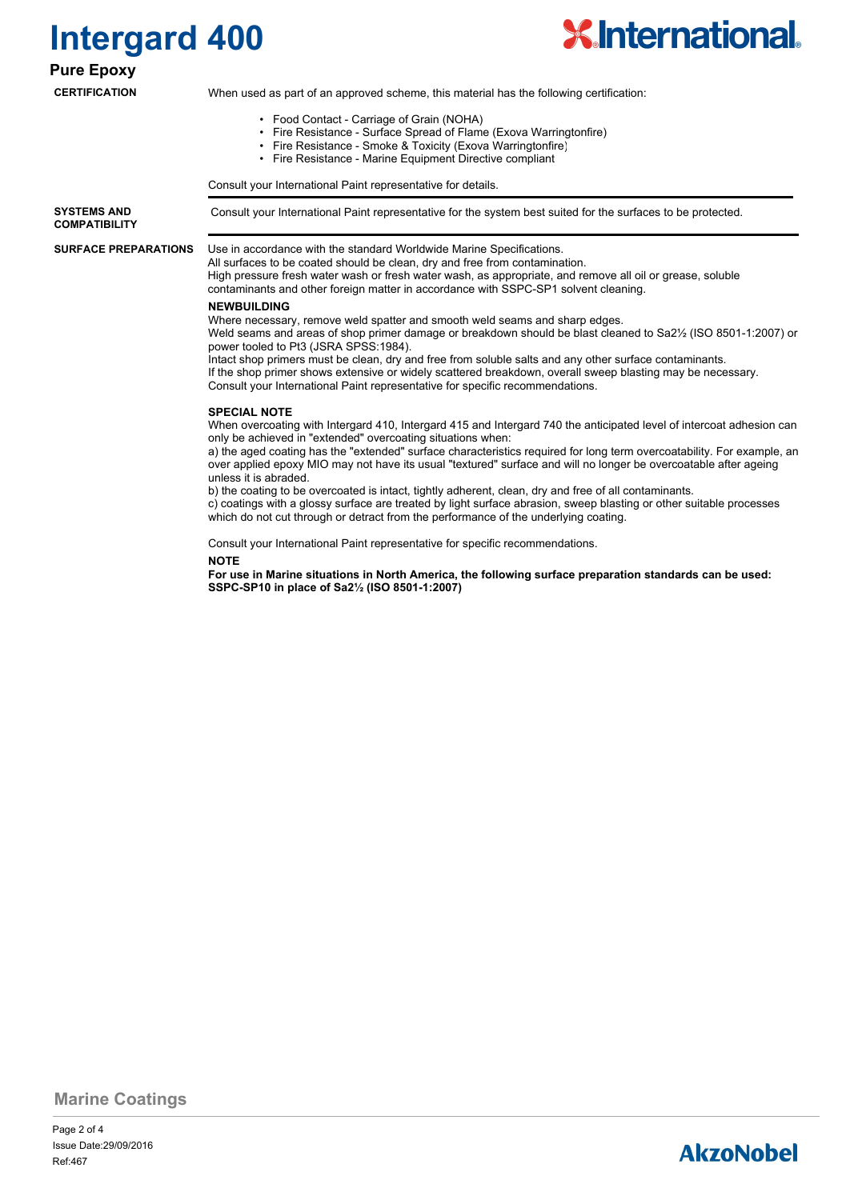# Intergard 400

## Pure Epoxy

**CERTIFICATION**

When used as part of an approved scheme, this material has the following certification:

- Food Contact - Carriage of Grain (NOHA)
- Fire Resistance - Surface Spread of Flame (Exova Warringtonfire)
- Fire Resistance - Smoke & Toxicity (Exova Warringtonfire)
- Fire Resistance - Marine Equipment Directive compliant

Consult your International Paint representative for details.

**SYSTEMS AND COMPATIBILITY**

Consult your International Paint representative for the system best suited for the surfaces to be protected.

**SURFACE PREPARATIONS**

Use in accordance with the standard Worldwide Marine Specifications.
All surfaces to be coated should be clean, dry and free from contamination.
High pressure fresh water wash or fresh water wash, as appropriate, and remove all oil or grease, soluble contaminants and other foreign matter in accordance with SSPC-SP1 solvent cleaning.

**NEWBUILDING**

Where necessary, remove weld spatter and smooth weld seams and sharp edges.
Weld seams and areas of shop primer damage or breakdown should be blast cleaned to Sa2½ (ISO 8501-1:2007) or power tooled to Pt3 (JSRA SPSS:1984).
Intact shop primers must be clean, dry and free from soluble salts and any other surface contaminants.
If the shop primer shows extensive or widely scattered breakdown, overall sweep blasting may be necessary.
Consult your International Paint representative for specific recommendations.

**SPECIAL NOTE**

When overcoating with Intergard 410, Intergard 415 and Intergard 740 the anticipated level of intercoat adhesion can only be achieved in "extended" overcoating situations when:
a) the aged coating has the "extended" surface characteristics required for long term overcoatability. For example, an over applied epoxy MIO may not have its usual "textured" surface and will no longer be overcoatable after ageing unless it is abraded.
b) the coating to be overcoated is intact, tightly adherent, clean, dry and free of all contaminants.
c) coatings with a glossy surface are treated by light surface abrasion, sweep blasting or other suitable processes which do not cut through or detract from the performance of the underlying coating.

Consult your International Paint representative for specific recommendations.

**NOTE**

**For use in Marine situations in North America, the following surface preparation standards can be used: SSPC-SP10 in place of Sa2½ (ISO 8501-1:2007)**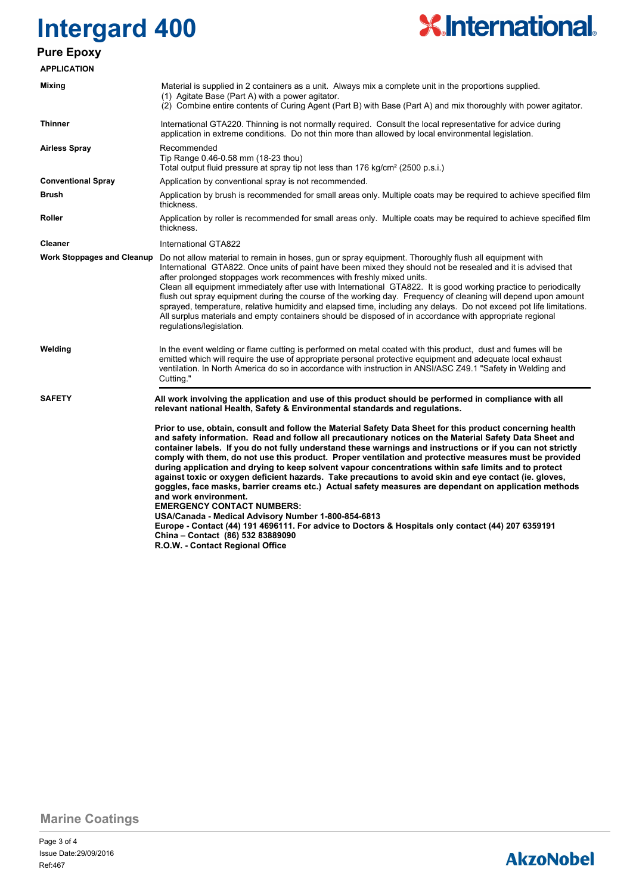# Intergard 400

## Pure Epoxy

### APPLICATION

| | |
|---|---|
| **Mixing** | Material is supplied in 2 containers as a unit. Always mix a complete unit in the proportions supplied.<br>(1) Agitate Base (Part A) with a power agitator.<br>(2) Combine entire contents of Curing Agent (Part B) with Base (Part A) and mix thoroughly with power agitator. |
| **Thinner** | International GTA220. Thinning is not normally required. Consult the local representative for advice during application in extreme conditions. Do not thin more than allowed by local environmental legislation. |
| **Airless Spray** | Recommended<br>Tip Range 0.46-0.58 mm (18-23 thou)<br>Total output fluid pressure at spray tip not less than 176 kg/cm² (2500 p.s.i.) |
| **Conventional Spray** | Application by conventional spray is not recommended. |
| **Brush** | Application by brush is recommended for small areas only. Multiple coats may be required to achieve specified film thickness. |
| **Roller** | Application by roller is recommended for small areas only. Multiple coats may be required to achieve specified film thickness. |
| **Cleaner** | International GTA822 |
| **Work Stoppages and Cleanup** | Do not allow material to remain in hoses, gun or spray equipment. Thoroughly flush all equipment with International GTA822. Once units of paint have been mixed they should not be resealed and it is advised that after prolonged stoppages work recommences with freshly mixed units.<br>Clean all equipment immediately after use with International GTA822. It is good working practice to periodically flush out spray equipment during the course of the working day. Frequency of cleaning will depend upon amount sprayed, temperature, relative humidity and elapsed time, including any delays. Do not exceed pot life limitations.<br>All surplus materials and empty containers should be disposed of in accordance with appropriate regional regulations/legislation. |
| **Welding** | In the event welding or flame cutting is performed on metal coated with this product, dust and fumes will be emitted which will require the use of appropriate personal protective equipment and adequate local exhaust ventilation. In North America do so in accordance with instruction in ANSI/ASC Z49.1 "Safety in Welding and Cutting." |

### SAFETY

**All work involving the application and use of this product should be performed in compliance with all relevant national Health, Safety & Environmental standards and regulations.**

**Prior to use, obtain, consult and follow the Material Safety Data Sheet for this product concerning health and safety information. Read and follow all precautionary notices on the Material Safety Data Sheet and container labels. If you do not fully understand these warnings and instructions or if you can not strictly comply with them, do not use this product. Proper ventilation and protective measures must be provided during application and drying to keep solvent vapour concentrations within safe limits and to protect against toxic or oxygen deficient hazards. Take precautions to avoid skin and eye contact (ie. gloves, goggles, face masks, barrier creams etc.) Actual safety measures are dependant on application methods and work environment.**

**EMERGENCY CONTACT NUMBERS:**
**USA/Canada - Medical Advisory Number 1-800-854-6813**
**Europe - Contact (44) 191 4696111. For advice to Doctors & Hospitals only contact (44) 207 6359191**
**China – Contact (86) 532 83889090**
**R.O.W. - Contact Regional Office**

Marine Coatings

Issue Date:29/09/2016
Ref:467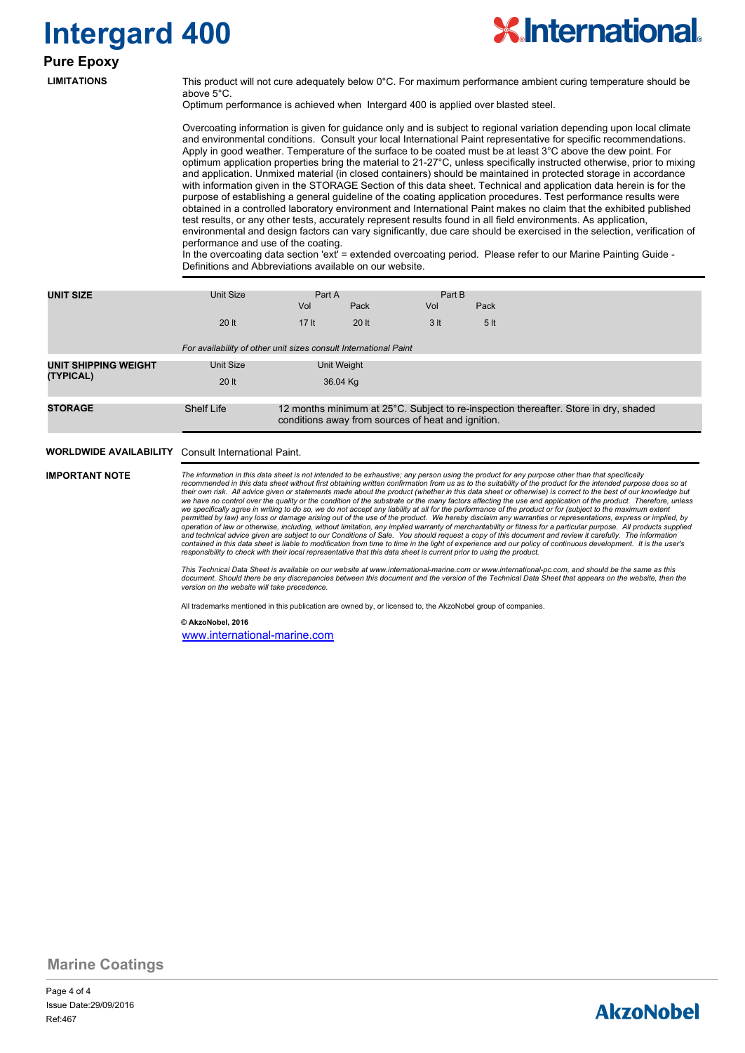# Intergard 400

## Pure Epoxy

**LIMITATIONS**

This product will not cure adequately below 0°C. For maximum performance ambient curing temperature should be above 5°C.
Optimum performance is achieved when Intergard 400 is applied over blasted steel.

Overcoating information is given for guidance only and is subject to regional variation depending upon local climate and environmental conditions. Consult your local International Paint representative for specific recommendations. Apply in good weather. Temperature of the surface to be coated must be at least 3°C above the dew point. For optimum application properties bring the material to 21-27°C, unless specifically instructed otherwise, prior to mixing and application. Unmixed material (in closed containers) should be maintained in protected storage in accordance with information given in the STORAGE Section of this data sheet. Technical and application data herein is for the purpose of establishing a general guideline of the coating application procedures. Test performance results were obtained in a controlled laboratory environment and International Paint makes no claim that the exhibited published test results, or any other tests, accurately represent results found in all field environments. As application, environmental and design factors can vary significantly, due care should be exercised in the selection, verification of performance and use of the coating.
In the overcoating data section 'ext' = extended overcoating period. Please refer to our Marine Painting Guide - Definitions and Abbreviations available on our website.

**UNIT SIZE**

| Unit Size | Part A | | Part B | |
|---|---|---|---|---|
| | Vol | Pack | Vol | Pack |
| 20 lt | 17 lt | 20 lt | 3 lt | 5 lt |

*For availability of other unit sizes consult International Paint*

**UNIT SHIPPING WEIGHT (TYPICAL)**

| Unit Size | Unit Weight |
|---|---|
| 20 lt | 36.04 Kg |

**STORAGE**

| | |
|---|---|
| Shelf Life | 12 months minimum at 25°C. Subject to re-inspection thereafter. Store in dry, shaded conditions away from sources of heat and ignition. |

**WORLDWIDE AVAILABILITY** Consult International Paint.

**IMPORTANT NOTE**

*The information in this data sheet is not intended to be exhaustive; any person using the product for any purpose other than that specifically recommended in this data sheet without first obtaining written confirmation from us as to the suitability of the product for the intended purpose does so at their own risk. All advice given or statements made about the product (whether in this data sheet or otherwise) is correct to the best of our knowledge but we have no control over the quality or the condition of the substrate or the many factors affecting the use and application of the product. Therefore, unless we specifically agree in writing to do so, we do not accept any liability at all for the performance of the product or for (subject to the maximum extent permitted by law) any loss or damage arising out of the use of the product. We hereby disclaim any warranties or representations, express or implied, by operation of law or otherwise, including, without limitation, any implied warranty of merchantability or fitness for a particular purpose. All products supplied and technical advice given are subject to our Conditions of Sale. You should request a copy of this document and review it carefully. The information contained in this data sheet is liable to modification from time to time in the light of experience and our policy of continuous development. It is the user's responsibility to check with their local representative that this data sheet is current prior to using the product.*

*This Technical Data Sheet is available on our website at www.international-marine.com or www.international-pc.com, and should be the same as this document. Should there be any discrepancies between this document and the version of the Technical Data Sheet that appears on the website, then the version on the website will take precedence.*

All trademarks mentioned in this publication are owned by, or licensed to, the AkzoNobel group of companies.

**© AkzoNobel, 2016**

www.international-marine.com

Marine Coatings

Issue Date:29/09/2016
Ref:467